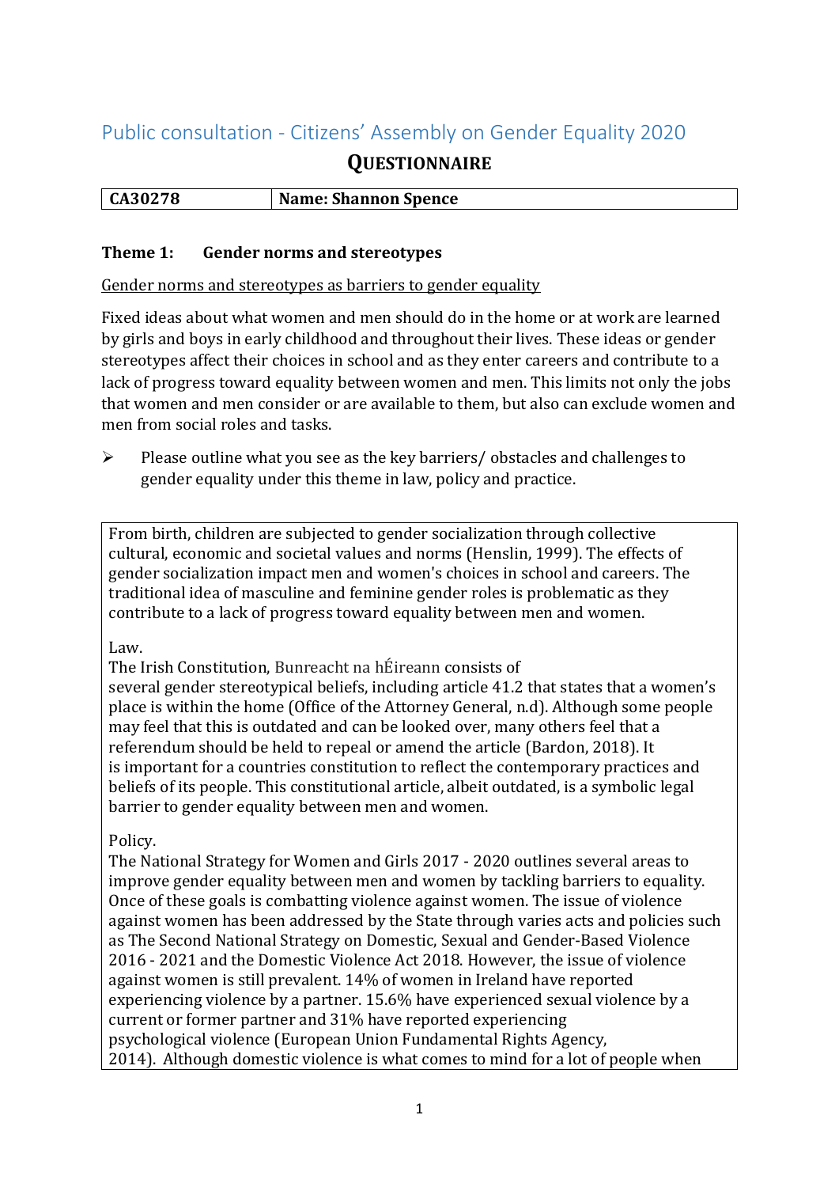## Public consultation - Citizens' Assembly on Gender Equality 2020

### QUESTIONNAIRE

| CA30278 | Name: Shannon Spence |
|---|---|

**Theme 1: Gender norms and stereotypes**

Gender norms and stereotypes as barriers to gender equality

Fixed ideas about what women and men should do in the home or at work are learned by girls and boys in early childhood and throughout their lives. These ideas or gender stereotypes affect their choices in school and as they enter careers and contribute to a lack of progress toward equality between women and men. This limits not only the jobs that women and men consider or are available to them, but also can exclude women and men from social roles and tasks.

- Please outline what you see as the key barriers/ obstacles and challenges to gender equality under this theme in law, policy and practice.

From birth, children are subjected to gender socialization through collective cultural, economic and societal values and norms (Henslin, 1999). The effects of gender socialization impact men and women's choices in school and careers. The traditional idea of masculine and feminine gender roles is problematic as they contribute to a lack of progress toward equality between men and women.

Law.

The Irish Constitution, Bunreacht na hÉireann consists of several gender stereotypical beliefs, including article 41.2 that states that a women's place is within the home (Office of the Attorney General, n.d). Although some people may feel that this is outdated and can be looked over, many others feel that a referendum should be held to repeal or amend the article (Bardon, 2018). It is important for a countries constitution to reflect the contemporary practices and beliefs of its people. This constitutional article, albeit outdated, is a symbolic legal barrier to gender equality between men and women.

Policy.

The National Strategy for Women and Girls 2017 - 2020 outlines several areas to improve gender equality between men and women by tackling barriers to equality. Once of these goals is combatting violence against women. The issue of violence against women has been addressed by the State through varies acts and policies such as The Second National Strategy on Domestic, Sexual and Gender-Based Violence 2016 - 2021 and the Domestic Violence Act 2018. However, the issue of violence against women is still prevalent. 14% of women in Ireland have reported experiencing violence by a partner. 15.6% have experienced sexual violence by a current or former partner and 31% have reported experiencing psychological violence (European Union Fundamental Rights Agency, 2014). Although domestic violence is what comes to mind for a lot of people when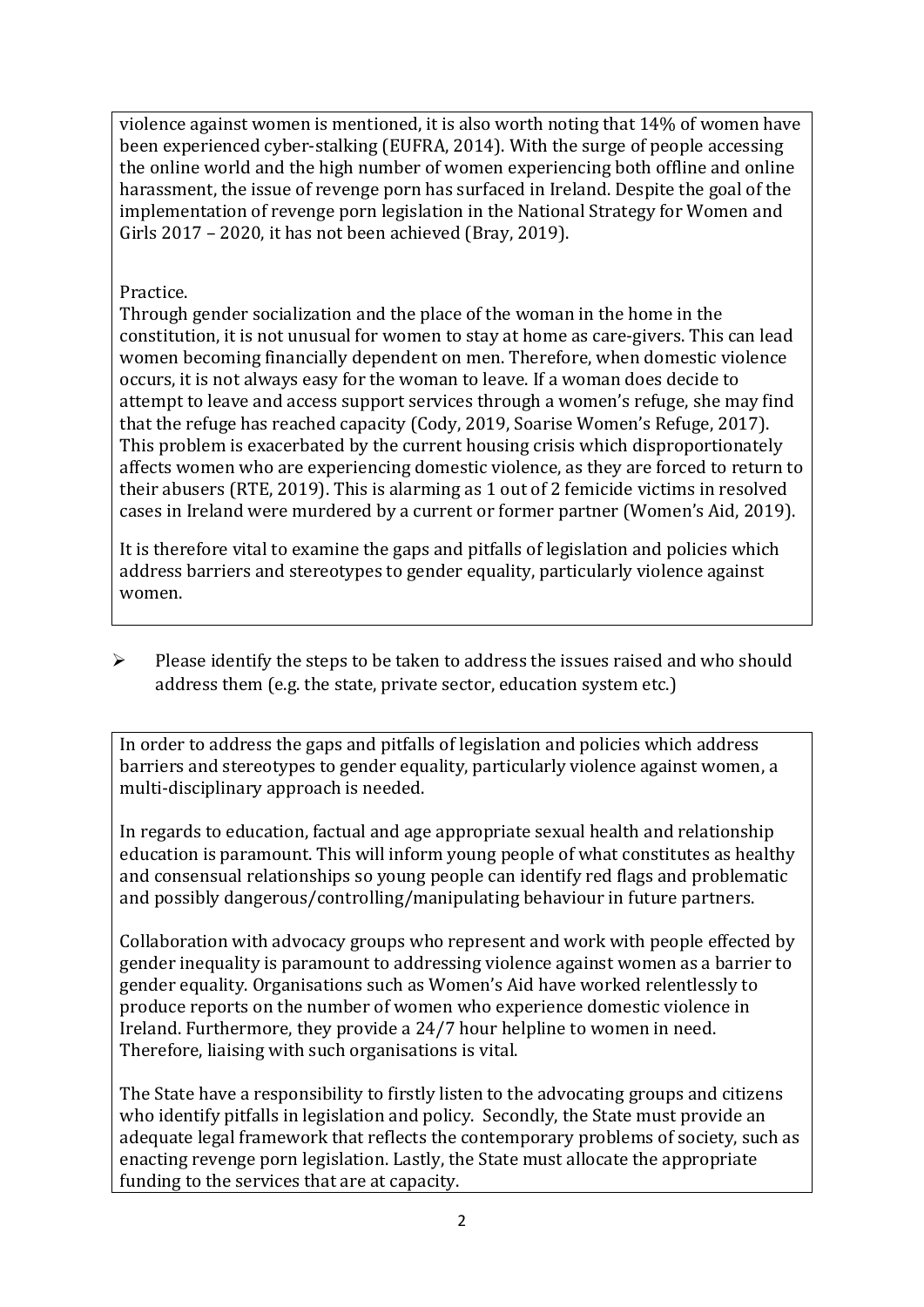violence against women is mentioned, it is also worth noting that 14% of women have been experienced cyber-stalking (EUFRA, 2014). With the surge of people accessing the online world and the high number of women experiencing both offline and online harassment, the issue of revenge porn has surfaced in Ireland. Despite the goal of the implementation of revenge porn legislation in the National Strategy for Women and Girls 2017 – 2020, it has not been achieved (Bray, 2019).

Practice.

Through gender socialization and the place of the woman in the home in the constitution, it is not unusual for women to stay at home as care-givers. This can lead women becoming financially dependent on men. Therefore, when domestic violence occurs, it is not always easy for the woman to leave. If a woman does decide to attempt to leave and access support services through a women's refuge, she may find that the refuge has reached capacity (Cody, 2019, Soarise Women's Refuge, 2017). This problem is exacerbated by the current housing crisis which disproportionately affects women who are experiencing domestic violence, as they are forced to return to their abusers (RTE, 2019). This is alarming as 1 out of 2 femicide victims in resolved cases in Ireland were murdered by a current or former partner (Women's Aid, 2019).

It is therefore vital to examine the gaps and pitfalls of legislation and policies which address barriers and stereotypes to gender equality, particularly violence against women.

- Please identify the steps to be taken to address the issues raised and who should address them (e.g. the state, private sector, education system etc.)

In order to address the gaps and pitfalls of legislation and policies which address barriers and stereotypes to gender equality, particularly violence against women, a multi-disciplinary approach is needed.

In regards to education, factual and age appropriate sexual health and relationship education is paramount. This will inform young people of what constitutes as healthy and consensual relationships so young people can identify red flags and problematic and possibly dangerous/controlling/manipulating behaviour in future partners.

Collaboration with advocacy groups who represent and work with people effected by gender inequality is paramount to addressing violence against women as a barrier to gender equality. Organisations such as Women's Aid have worked relentlessly to produce reports on the number of women who experience domestic violence in Ireland. Furthermore, they provide a 24/7 hour helpline to women in need. Therefore, liaising with such organisations is vital.

The State have a responsibility to firstly listen to the advocating groups and citizens who identify pitfalls in legislation and policy. Secondly, the State must provide an adequate legal framework that reflects the contemporary problems of society, such as enacting revenge porn legislation. Lastly, the State must allocate the appropriate funding to the services that are at capacity.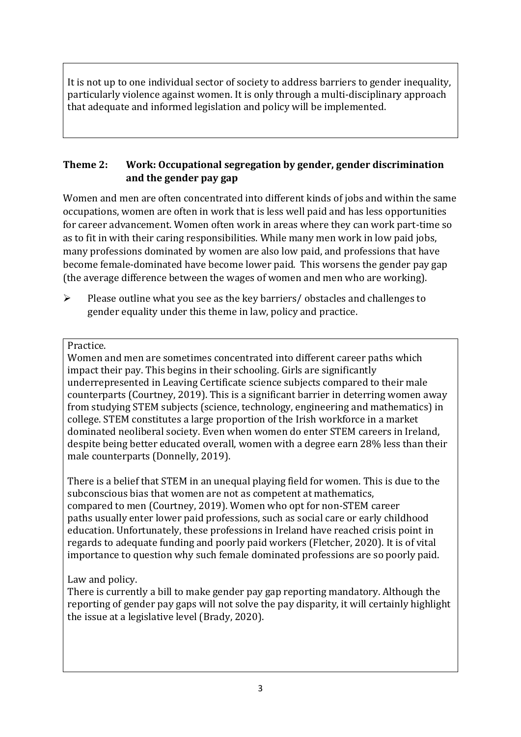It is not up to one individual sector of society to address barriers to gender inequality, particularly violence against women. It is only through a multi-disciplinary approach that adequate and informed legislation and policy will be implemented.

### Theme 2: Work: Occupational segregation by gender, gender discrimination and the gender pay gap

Women and men are often concentrated into different kinds of jobs and within the same occupations, women are often in work that is less well paid and has less opportunities for career advancement. Women often work in areas where they can work part-time so as to fit in with their caring responsibilities. While many men work in low paid jobs, many professions dominated by women are also low paid, and professions that have become female-dominated have become lower paid. This worsens the gender pay gap (the average difference between the wages of women and men who are working).

- Please outline what you see as the key barriers/ obstacles and challenges to gender equality under this theme in law, policy and practice.

Practice.

Women and men are sometimes concentrated into different career paths which impact their pay. This begins in their schooling. Girls are significantly underrepresented in Leaving Certificate science subjects compared to their male counterparts (Courtney, 2019). This is a significant barrier in deterring women away from studying STEM subjects (science, technology, engineering and mathematics) in college. STEM constitutes a large proportion of the Irish workforce in a market dominated neoliberal society. Even when women do enter STEM careers in Ireland, despite being better educated overall, women with a degree earn 28% less than their male counterparts (Donnelly, 2019).

There is a belief that STEM in an unequal playing field for women. This is due to the subconscious bias that women are not as competent at mathematics, compared to men (Courtney, 2019). Women who opt for non-STEM career paths usually enter lower paid professions, such as social care or early childhood education. Unfortunately, these professions in Ireland have reached crisis point in regards to adequate funding and poorly paid workers (Fletcher, 2020). It is of vital importance to question why such female dominated professions are so poorly paid.

Law and policy.

There is currently a bill to make gender pay gap reporting mandatory. Although the reporting of gender pay gaps will not solve the pay disparity, it will certainly highlight the issue at a legislative level (Brady, 2020).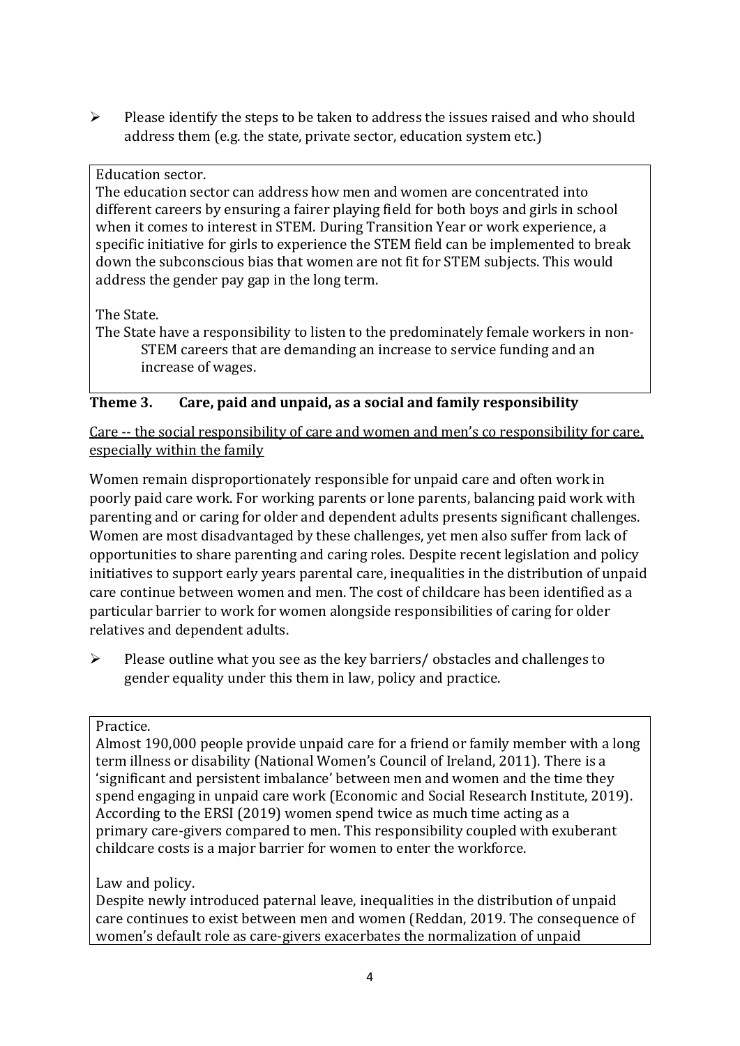- Please identify the steps to be taken to address the issues raised and who should address them (e.g. the state, private sector, education system etc.)

Education sector.
The education sector can address how men and women are concentrated into different careers by ensuring a fairer playing field for both boys and girls in school when it comes to interest in STEM. During Transition Year or work experience, a specific initiative for girls to experience the STEM field can be implemented to break down the subconscious bias that women are not fit for STEM subjects. This would address the gender pay gap in the long term.

The State.
The State have a responsibility to listen to the predominately female workers in non-STEM careers that are demanding an increase to service funding and an increase of wages.

## Theme 3. Care, paid and unpaid, as a social and family responsibility

Care -- the social responsibility of care and women and men's co responsibility for care, especially within the family

Women remain disproportionately responsible for unpaid care and often work in poorly paid care work. For working parents or lone parents, balancing paid work with parenting and or caring for older and dependent adults presents significant challenges. Women are most disadvantaged by these challenges, yet men also suffer from lack of opportunities to share parenting and caring roles. Despite recent legislation and policy initiatives to support early years parental care, inequalities in the distribution of unpaid care continue between women and men. The cost of childcare has been identified as a particular barrier to work for women alongside responsibilities of caring for older relatives and dependent adults.

- Please outline what you see as the key barriers/ obstacles and challenges to gender equality under this them in law, policy and practice.

Practice.
Almost 190,000 people provide unpaid care for a friend or family member with a long term illness or disability (National Women's Council of Ireland, 2011). There is a 'significant and persistent imbalance' between men and women and the time they spend engaging in unpaid care work (Economic and Social Research Institute, 2019). According to the ERSI (2019) women spend twice as much time acting as a primary care-givers compared to men. This responsibility coupled with exuberant childcare costs is a major barrier for women to enter the workforce.

Law and policy.
Despite newly introduced paternal leave, inequalities in the distribution of unpaid care continues to exist between men and women (Reddan, 2019. The consequence of women's default role as care-givers exacerbates the normalization of unpaid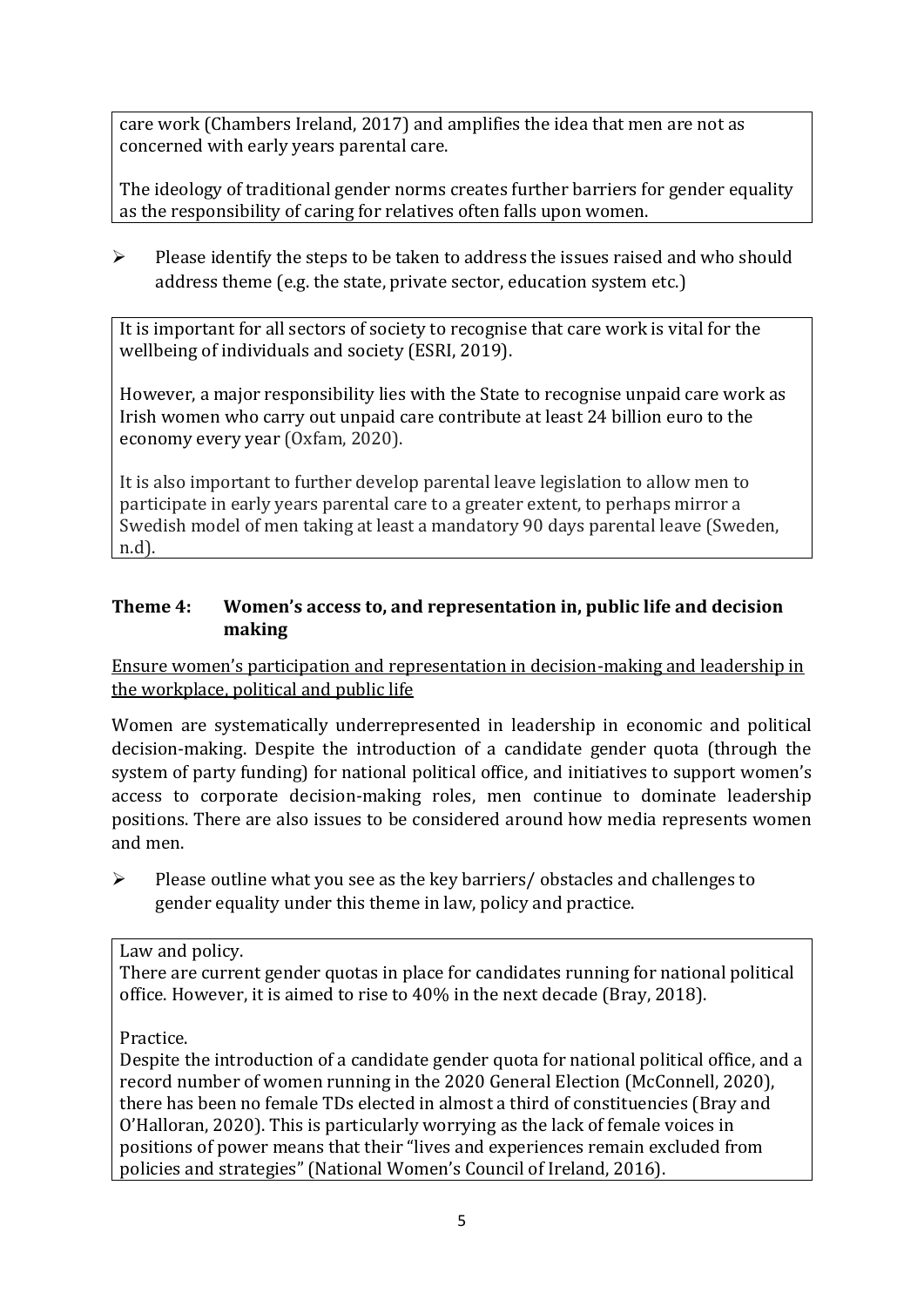care work (Chambers Ireland, 2017) and amplifies the idea that men are not as concerned with early years parental care.

The ideology of traditional gender norms creates further barriers for gender equality as the responsibility of caring for relatives often falls upon women.

- Please identify the steps to be taken to address the issues raised and who should address theme (e.g. the state, private sector, education system etc.)

It is important for all sectors of society to recognise that care work is vital for the wellbeing of individuals and society (ESRI, 2019).

However, a major responsibility lies with the State to recognise unpaid care work as Irish women who carry out unpaid care contribute at least 24 billion euro to the economy every year (Oxfam, 2020).

It is also important to further develop parental leave legislation to allow men to participate in early years parental care to a greater extent, to perhaps mirror a Swedish model of men taking at least a mandatory 90 days parental leave (Sweden, n.d).

### Theme 4: Women's access to, and representation in, public life and decision making

Ensure women's participation and representation in decision-making and leadership in the workplace, political and public life

Women are systematically underrepresented in leadership in economic and political decision-making. Despite the introduction of a candidate gender quota (through the system of party funding) for national political office, and initiatives to support women's access to corporate decision-making roles, men continue to dominate leadership positions. There are also issues to be considered around how media represents women and men.

- Please outline what you see as the key barriers/ obstacles and challenges to gender equality under this theme in law, policy and practice.

Law and policy.
There are current gender quotas in place for candidates running for national political office. However, it is aimed to rise to 40% in the next decade (Bray, 2018).

Practice.
Despite the introduction of a candidate gender quota for national political office, and a record number of women running in the 2020 General Election (McConnell, 2020), there has been no female TDs elected in almost a third of constituencies (Bray and O'Halloran, 2020). This is particularly worrying as the lack of female voices in positions of power means that their "lives and experiences remain excluded from policies and strategies" (National Women's Council of Ireland, 2016).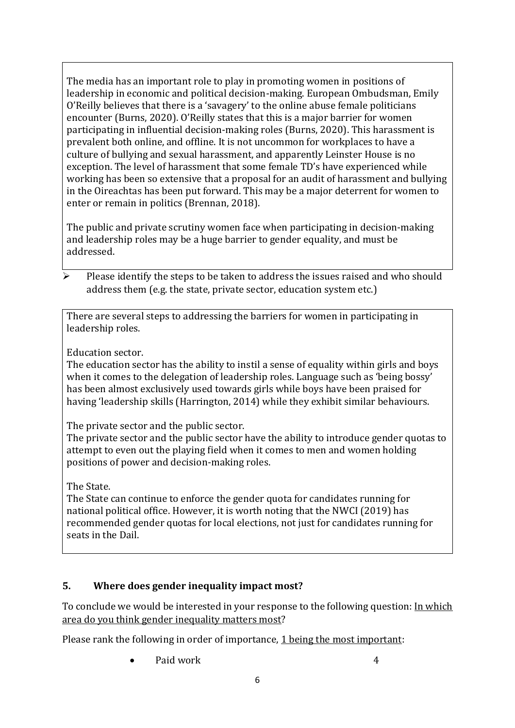The media has an important role to play in promoting women in positions of leadership in economic and political decision-making. European Ombudsman, Emily O'Reilly believes that there is a 'savagery' to the online abuse female politicians encounter (Burns, 2020). O'Reilly states that this is a major barrier for women participating in influential decision-making roles (Burns, 2020). This harassment is prevalent both online, and offline. It is not uncommon for workplaces to have a culture of bullying and sexual harassment, and apparently Leinster House is no exception. The level of harassment that some female TD's have experienced while working has been so extensive that a proposal for an audit of harassment and bullying in the Oireachtas has been put forward. This may be a major deterrent for women to enter or remain in politics (Brennan, 2018).

The public and private scrutiny women face when participating in decision-making and leadership roles may be a huge barrier to gender equality, and must be addressed.

➢ Please identify the steps to be taken to address the issues raised and who should address them (e.g. the state, private sector, education system etc.)

There are several steps to addressing the barriers for women in participating in leadership roles.

Education sector.
The education sector has the ability to instil a sense of equality within girls and boys when it comes to the delegation of leadership roles. Language such as 'being bossy' has been almost exclusively used towards girls while boys have been praised for having 'leadership skills (Harrington, 2014) while they exhibit similar behaviours.

The private sector and the public sector.
The private sector and the public sector have the ability to introduce gender quotas to attempt to even out the playing field when it comes to men and women holding positions of power and decision-making roles.

The State.
The State can continue to enforce the gender quota for candidates running for national political office. However, it is worth noting that the NWCI (2019) has recommended gender quotas for local elections, not just for candidates running for seats in the Dail.

## 5. Where does gender inequality impact most?

To conclude we would be interested in your response to the following question: <u>In which area do you think gender inequality matters most</u>?

Please rank the following in order of importance, <u>1 being the most important</u>:

- Paid work 4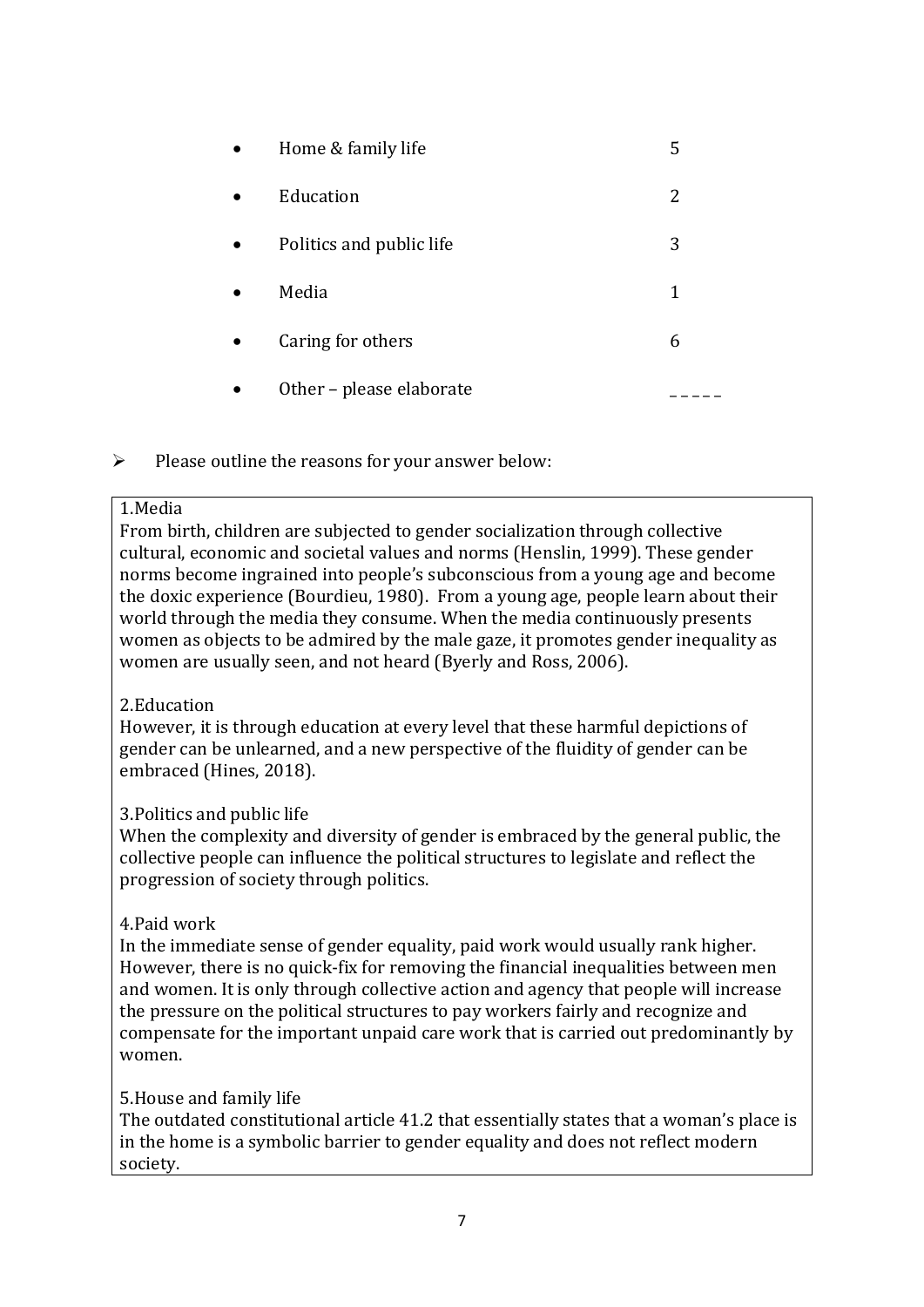- Home & family life 5
- Education 2
- Politics and public life 3
- Media 1
- Caring for others 6
- Other – please elaborate _ _ _ _ _

➢ Please outline the reasons for your answer below:

1.Media
From birth, children are subjected to gender socialization through collective cultural, economic and societal values and norms (Henslin, 1999). These gender norms become ingrained into people's subconscious from a young age and become the doxic experience (Bourdieu, 1980). From a young age, people learn about their world through the media they consume. When the media continuously presents women as objects to be admired by the male gaze, it promotes gender inequality as women are usually seen, and not heard (Byerly and Ross, 2006).

2.Education
However, it is through education at every level that these harmful depictions of gender can be unlearned, and a new perspective of the fluidity of gender can be embraced (Hines, 2018).

3.Politics and public life
When the complexity and diversity of gender is embraced by the general public, the collective people can influence the political structures to legislate and reflect the progression of society through politics.

4.Paid work
In the immediate sense of gender equality, paid work would usually rank higher. However, there is no quick-fix for removing the financial inequalities between men and women. It is only through collective action and agency that people will increase the pressure on the political structures to pay workers fairly and recognize and compensate for the important unpaid care work that is carried out predominantly by women.

5.House and family life
The outdated constitutional article 41.2 that essentially states that a woman's place is in the home is a symbolic barrier to gender equality and does not reflect modern society.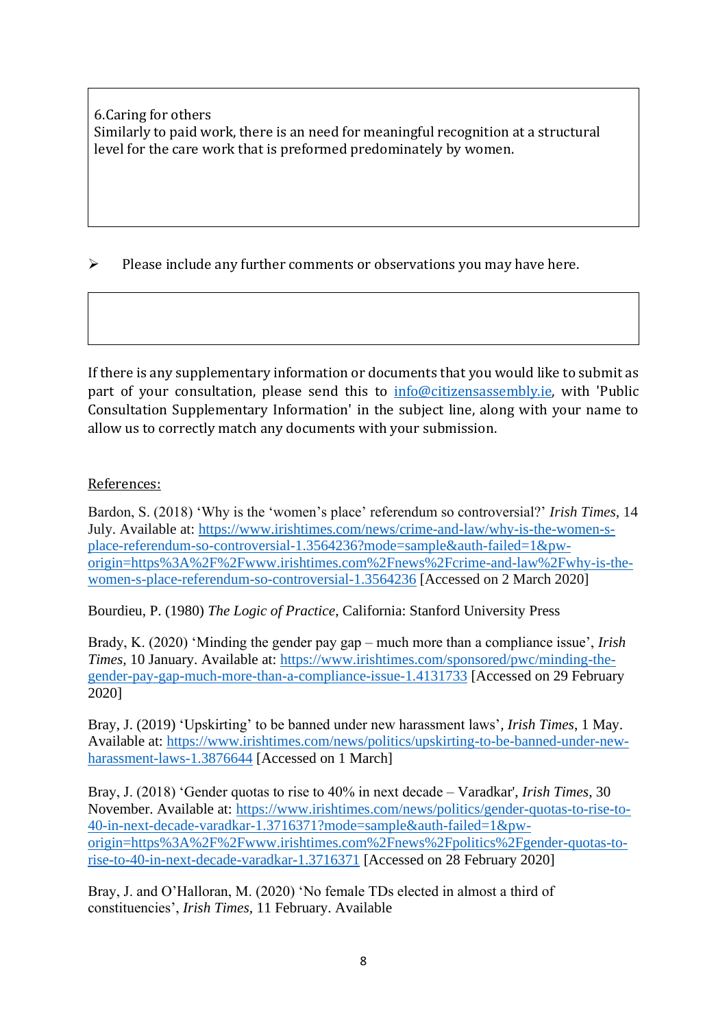6.Caring for others

Similarly to paid work, there is an need for meaningful recognition at a structural level for the care work that is preformed predominately by women.

➢ Please include any further comments or observations you may have here.

If there is any supplementary information or documents that you would like to submit as part of your consultation, please send this to info@citizensassembly.ie, with 'Public Consultation Supplementary Information' in the subject line, along with your name to allow us to correctly match any documents with your submission.

References:

Bardon, S. (2018) 'Why is the 'women's place' referendum so controversial?' *Irish Times*, 14 July. Available at: https://www.irishtimes.com/news/crime-and-law/why-is-the-women-s-place-referendum-so-controversial-1.3564236?mode=sample&auth-failed=1&pw-origin=https%3A%2F%2Fwww.irishtimes.com%2Fnews%2Fcrime-and-law%2Fwhy-is-the-women-s-place-referendum-so-controversial-1.3564236 [Accessed on 2 March 2020]

Bourdieu, P. (1980) *The Logic of Practice*, California: Stanford University Press

Brady, K. (2020) 'Minding the gender pay gap – much more than a compliance issue', *Irish Times*, 10 January. Available at: https://www.irishtimes.com/sponsored/pwc/minding-the-gender-pay-gap-much-more-than-a-compliance-issue-1.4131733 [Accessed on 29 February 2020]

Bray, J. (2019) 'Upskirting' to be banned under new harassment laws', *Irish Times*, 1 May. Available at: https://www.irishtimes.com/news/politics/upskirting-to-be-banned-under-new-harassment-laws-1.3876644 [Accessed on 1 March]

Bray, J. (2018) 'Gender quotas to rise to 40% in next decade – Varadkar', *Irish Times*, 30 November. Available at: https://www.irishtimes.com/news/politics/gender-quotas-to-rise-to-40-in-next-decade-varadkar-1.3716371?mode=sample&auth-failed=1&pw-origin=https%3A%2F%2Fwww.irishtimes.com%2Fnews%2Fpolitics%2Fgender-quotas-to-rise-to-40-in-next-decade-varadkar-1.3716371 [Accessed on 28 February 2020]

Bray, J. and O'Halloran, M. (2020) 'No female TDs elected in almost a third of constituencies', *Irish Times*, 11 February. Available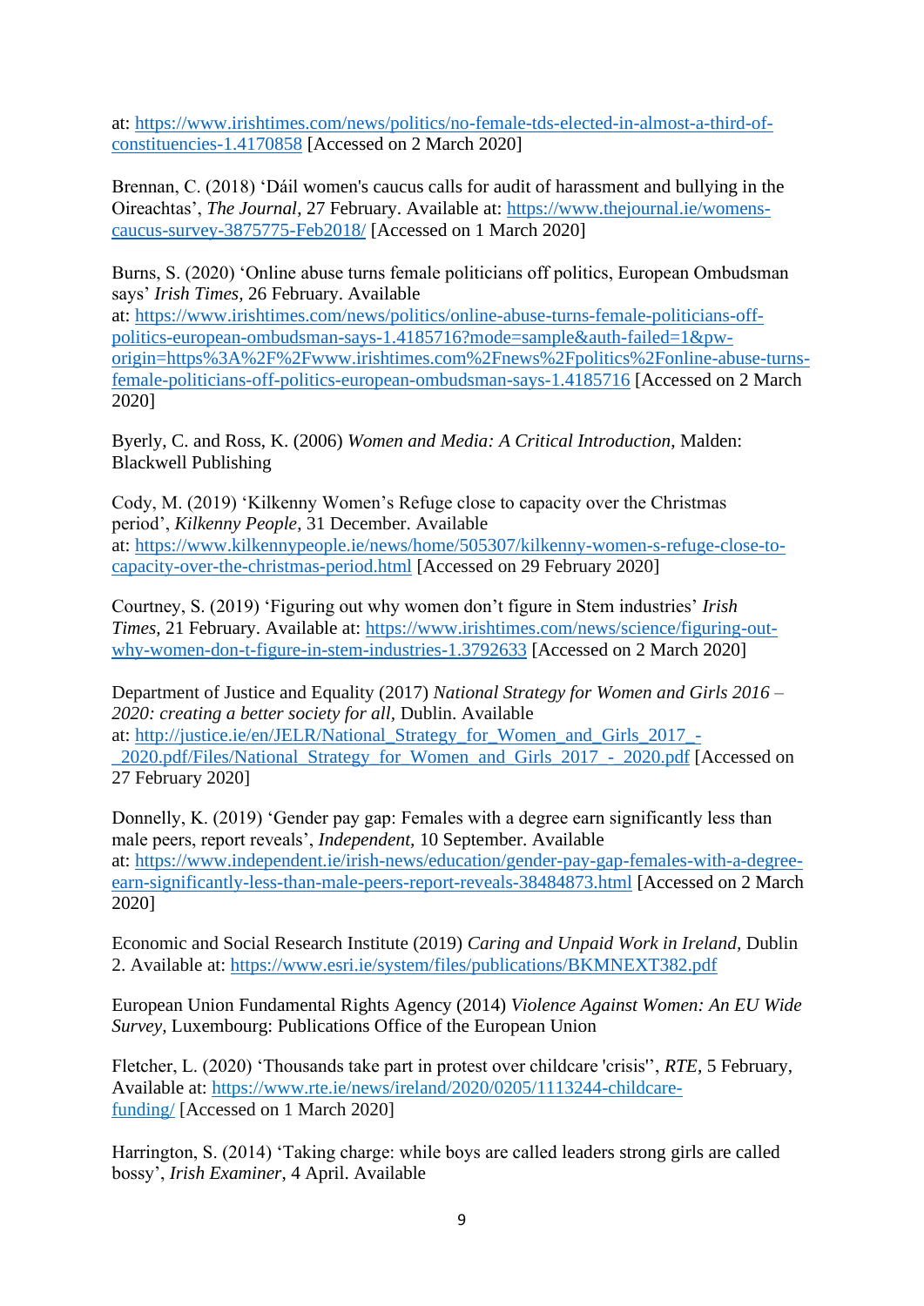at: https://www.irishtimes.com/news/politics/no-female-tds-elected-in-almost-a-third-of-constituencies-1.4170858 [Accessed on 2 March 2020]

Brennan, C. (2018) 'Dáil women's caucus calls for audit of harassment and bullying in the Oireachtas', *The Journal*, 27 February. Available at: https://www.thejournal.ie/womens-caucus-survey-3875775-Feb2018/ [Accessed on 1 March 2020]

Burns, S. (2020) 'Online abuse turns female politicians off politics, European Ombudsman says' *Irish Times*, 26 February. Available at: https://www.irishtimes.com/news/politics/online-abuse-turns-female-politicians-off-politics-european-ombudsman-says-1.4185716?mode=sample&auth-failed=1&pw-origin=https%3A%2F%2Fwww.irishtimes.com%2Fnews%2Fpolitics%2Fonline-abuse-turns-female-politicians-off-politics-european-ombudsman-says-1.4185716 [Accessed on 2 March 2020]

Byerly, C. and Ross, K. (2006) *Women and Media: A Critical Introduction*, Malden: Blackwell Publishing

Cody, M. (2019) 'Kilkenny Women's Refuge close to capacity over the Christmas period', *Kilkenny People*, 31 December. Available at: https://www.kilkennypeople.ie/news/home/505307/kilkenny-women-s-refuge-close-to-capacity-over-the-christmas-period.html [Accessed on 29 February 2020]

Courtney, S. (2019) 'Figuring out why women don't figure in Stem industries' *Irish Times*, 21 February. Available at: https://www.irishtimes.com/news/science/figuring-out-why-women-don-t-figure-in-stem-industries-1.3792633 [Accessed on 2 March 2020]

Department of Justice and Equality (2017) *National Strategy for Women and Girls 2016 – 2020: creating a better society for all*, Dublin. Available at: http://justice.ie/en/JELR/National_Strategy_for_Women_and_Girls_2017_-_2020.pdf/Files/National_Strategy_for_Women_and_Girls_2017_-_2020.pdf [Accessed on 27 February 2020]

Donnelly, K. (2019) 'Gender pay gap: Females with a degree earn significantly less than male peers, report reveals', *Independent*, 10 September. Available at: https://www.independent.ie/irish-news/education/gender-pay-gap-females-with-a-degree-earn-significantly-less-than-male-peers-report-reveals-38484873.html [Accessed on 2 March 2020]

Economic and Social Research Institute (2019) *Caring and Unpaid Work in Ireland*, Dublin 2. Available at: https://www.esri.ie/system/files/publications/BKMNEXT382.pdf

European Union Fundamental Rights Agency (2014) *Violence Against Women: An EU Wide Survey*, Luxembourg: Publications Office of the European Union

Fletcher, L. (2020) 'Thousands take part in protest over childcare 'crisis'', *RTE*, 5 February, Available at: https://www.rte.ie/news/ireland/2020/0205/1113244-childcare-funding/ [Accessed on 1 March 2020]

Harrington, S. (2014) 'Taking charge: while boys are called leaders strong girls are called bossy', *Irish Examiner*, 4 April. Available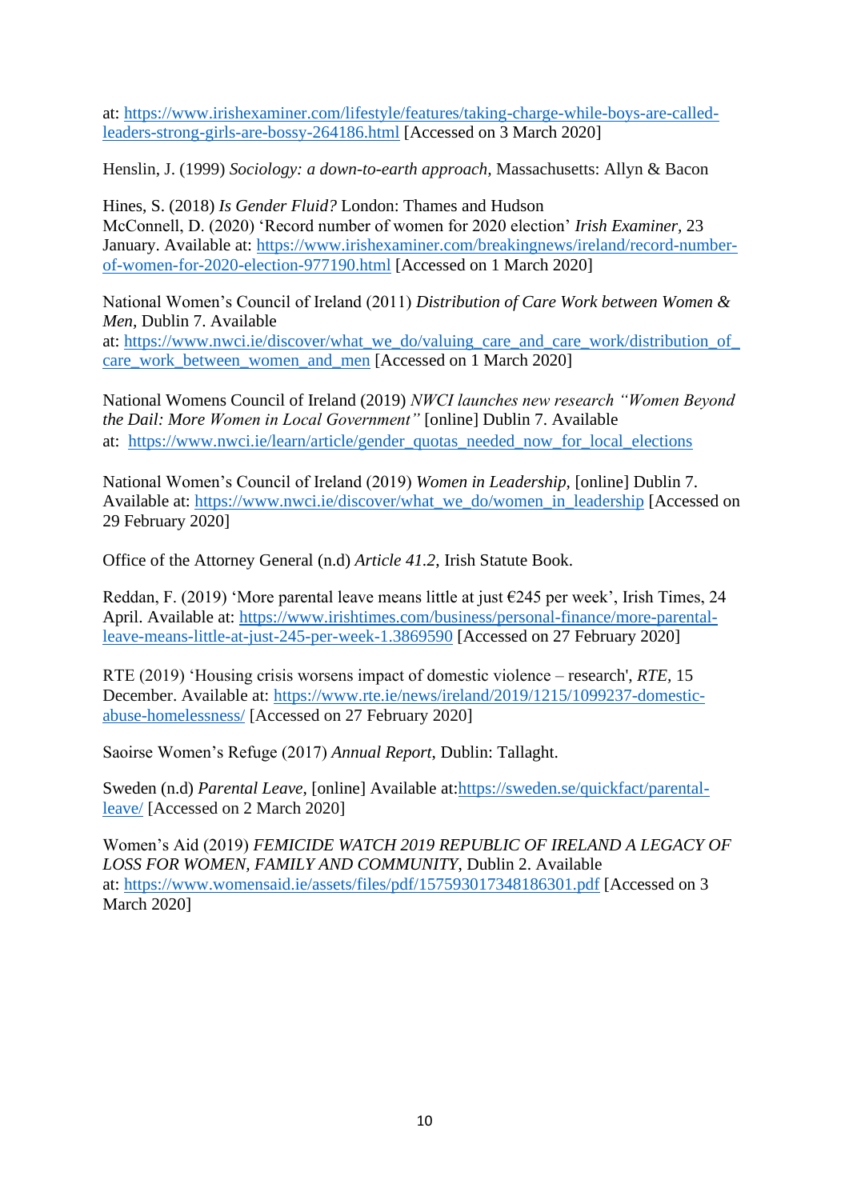at: https://www.irishexaminer.com/lifestyle/features/taking-charge-while-boys-are-called-leaders-strong-girls-are-bossy-264186.html [Accessed on 3 March 2020]

Henslin, J. (1999) *Sociology: a down-to-earth approach*, Massachusetts: Allyn & Bacon

Hines, S. (2018) *Is Gender Fluid?* London: Thames and Hudson
McConnell, D. (2020) 'Record number of women for 2020 election' *Irish Examiner*, 23 January. Available at: https://www.irishexaminer.com/breakingnews/ireland/record-number-of-women-for-2020-election-977190.html [Accessed on 1 March 2020]

National Women's Council of Ireland (2011) *Distribution of Care Work between Women & Men*, Dublin 7. Available at: https://www.nwci.ie/discover/what_we_do/valuing_care_and_care_work/distribution_of_care_work_between_women_and_men [Accessed on 1 March 2020]

National Womens Council of Ireland (2019) *NWCI launches new research "Women Beyond the Dail: More Women in Local Government"* [online] Dublin 7. Available at: https://www.nwci.ie/learn/article/gender_quotas_needed_now_for_local_elections

National Women's Council of Ireland (2019) *Women in Leadership*, [online] Dublin 7. Available at: https://www.nwci.ie/discover/what_we_do/women_in_leadership [Accessed on 29 February 2020]

Office of the Attorney General (n.d) *Article 41.2*, Irish Statute Book.

Reddan, F. (2019) 'More parental leave means little at just €245 per week', Irish Times, 24 April. Available at: https://www.irishtimes.com/business/personal-finance/more-parental-leave-means-little-at-just-245-per-week-1.3869590 [Accessed on 27 February 2020]

RTE (2019) 'Housing crisis worsens impact of domestic violence – research', *RTE*, 15 December. Available at: https://www.rte.ie/news/ireland/2019/1215/1099237-domestic-abuse-homelessness/ [Accessed on 27 February 2020]

Saoirse Women's Refuge (2017) *Annual Report*, Dublin: Tallaght.

Sweden (n.d) *Parental Leave*, [online] Available at:https://sweden.se/quickfact/parental-leave/ [Accessed on 2 March 2020]

Women's Aid (2019) *FEMICIDE WATCH 2019 REPUBLIC OF IRELAND A LEGACY OF LOSS FOR WOMEN, FAMILY AND COMMUNITY*, Dublin 2. Available at: https://www.womensaid.ie/assets/files/pdf/157593017348186301.pdf [Accessed on 3 March 2020]